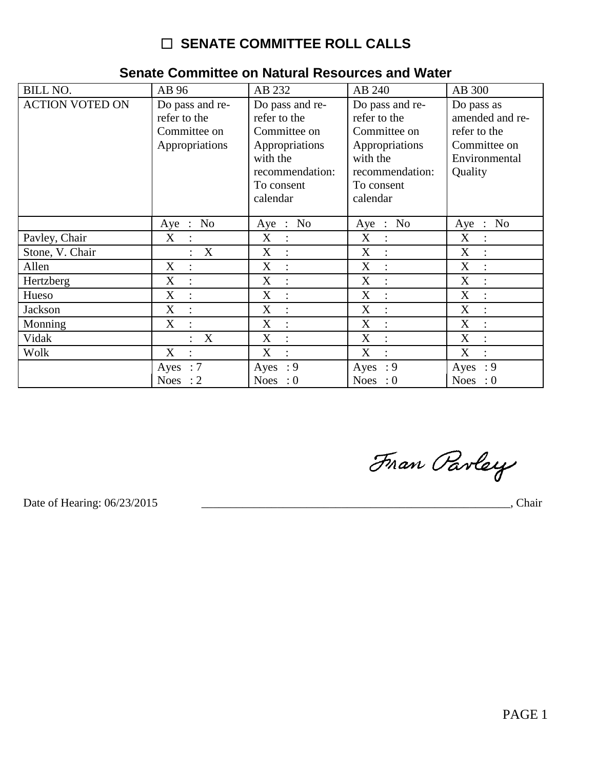# ☐ SENATE COMMITTEE ROLL CALLS

## Senate Committee on Natural Resources and Water

| BILL NO. | AB 96 | AB 232 | AB 240 | AB 300 |
|---|---|---|---|---|
| ACTION VOTED ON | Do pass and re-refer to the Committee on Appropriations | Do pass and re-refer to the Committee on Appropriations with the recommendation: To consent calendar | Do pass and re-refer to the Committee on Appropriations with the recommendation: To consent calendar | Do pass as amended and re-refer to the Committee on Environmental Quality |
| | Aye : No | Aye : No | Aye : No | Aye : No |
| Pavley, Chair | X : | X : | X : | X : |
| Stone, V. Chair | : X | X : | X : | X : |
| Allen | X : | X : | X : | X : |
| Hertzberg | X : | X : | X : | X : |
| Hueso | X : | X : | X : | X : |
| Jackson | X : | X : | X : | X : |
| Monning | X : | X : | X : | X : |
| Vidak | : X | X : | X : | X : |
| Wolk | X : | X : | X : | X : |
| | Ayes : 7<br>Noes : 2 | Ayes : 9<br>Noes : 0 | Ayes : 9<br>Noes : 0 | Ayes : 9<br>Noes : 0 |

Fran Pavley

Date of Hearing: 06/23/2015 ______________________________________________________, Chair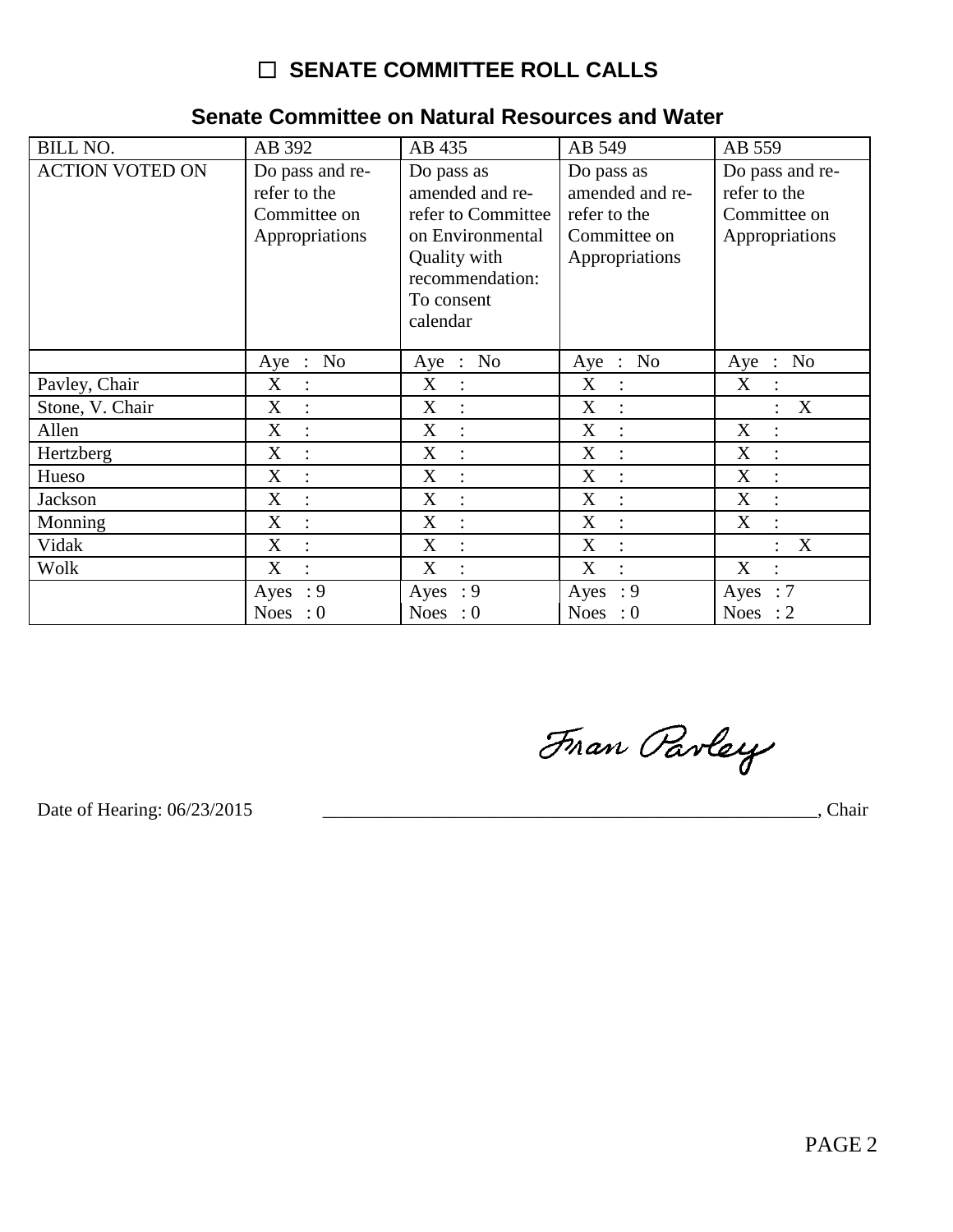# ☐ SENATE COMMITTEE ROLL CALLS

## Senate Committee on Natural Resources and Water

| BILL NO. | AB 392 | AB 435 | AB 549 | AB 559 |
|---|---|---|---|---|
| ACTION VOTED ON | Do pass and re-refer to the Committee on Appropriations | Do pass as amended and re-refer to Committee on Environmental Quality with recommendation: To consent calendar | Do pass as amended and re-refer to the Committee on Appropriations | Do pass and re-refer to the Committee on Appropriations |
| | Aye : No | Aye : No | Aye : No | Aye : No |
| Pavley, Chair | X : | X : | X : | X : |
| Stone, V. Chair | X : | X : | X : | : X |
| Allen | X : | X : | X : | X : |
| Hertzberg | X : | X : | X : | X : |
| Hueso | X : | X : | X : | X : |
| Jackson | X : | X : | X : | X : |
| Monning | X : | X : | X : | X : |
| Vidak | X : | X : | X : | : X |
| Wolk | X : | X : | X : | X : |
| | Ayes : 9<br>Noes : 0 | Ayes : 9<br>Noes : 0 | Ayes : 9<br>Noes : 0 | Ayes : 7<br>Noes : 2 |

Fran Pavley

Date of Hearing: 06/23/2015 ________________________________________, Chair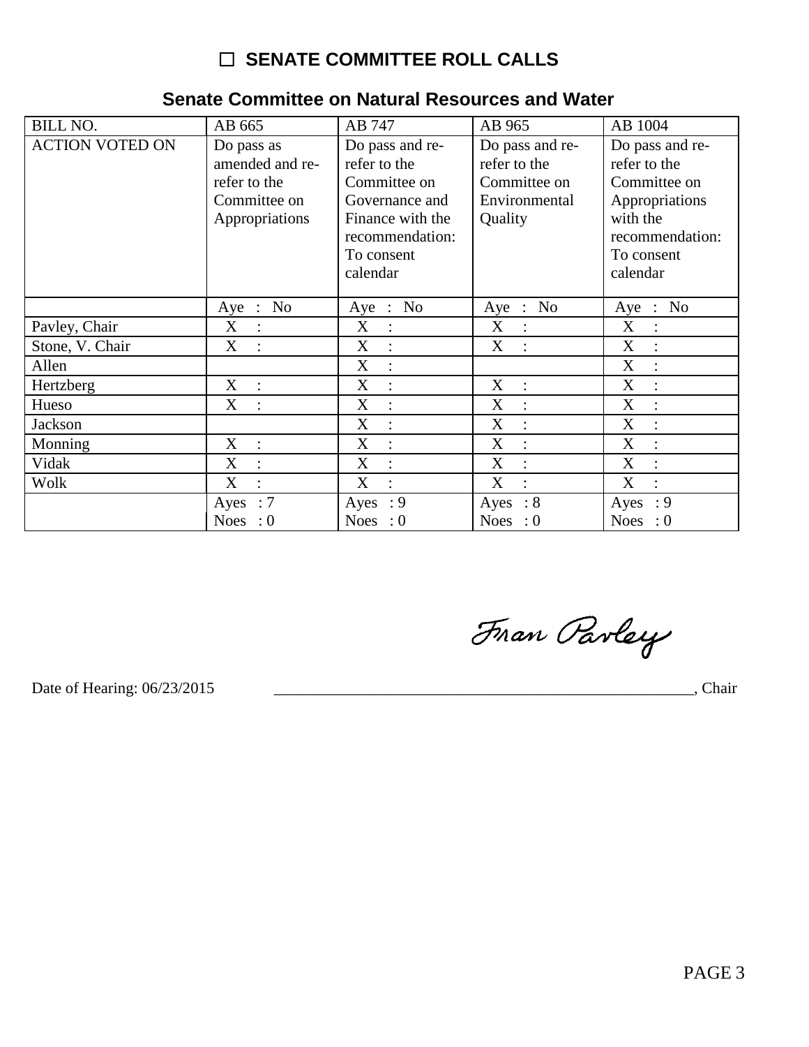## ☐ SENATE COMMITTEE ROLL CALLS

### Senate Committee on Natural Resources and Water

| BILL NO. | AB 665 | AB 747 | AB 965 | AB 1004 |
|---|---|---|---|---|
| ACTION VOTED ON | Do pass as amended and re-refer to the Committee on Appropriations | Do pass and re-refer to the Committee on Governance and Finance with the recommendation: To consent calendar | Do pass and re-refer to the Committee on Environmental Quality | Do pass and re-refer to the Committee on Appropriations with the recommendation: To consent calendar |
| | Aye : No | Aye : No | Aye : No | Aye : No |
| Pavley, Chair | X : | X : | X : | X : |
| Stone, V. Chair | X : | X : | X : | X : |
| Allen | | X : | | X : |
| Hertzberg | X : | X : | X : | X : |
| Hueso | X : | X : | X : | X : |
| Jackson | | X : | X : | X : |
| Monning | X : | X : | X : | X : |
| Vidak | X : | X : | X : | X : |
| Wolk | X : | X : | X : | X : |
| | Ayes : 7<br>Noes : 0 | Ayes : 9<br>Noes : 0 | Ayes : 8<br>Noes : 0 | Ayes : 9<br>Noes : 0 |

Date of Hearing: 06/23/2015

Fran Pavley
_______________________________________________________, Chair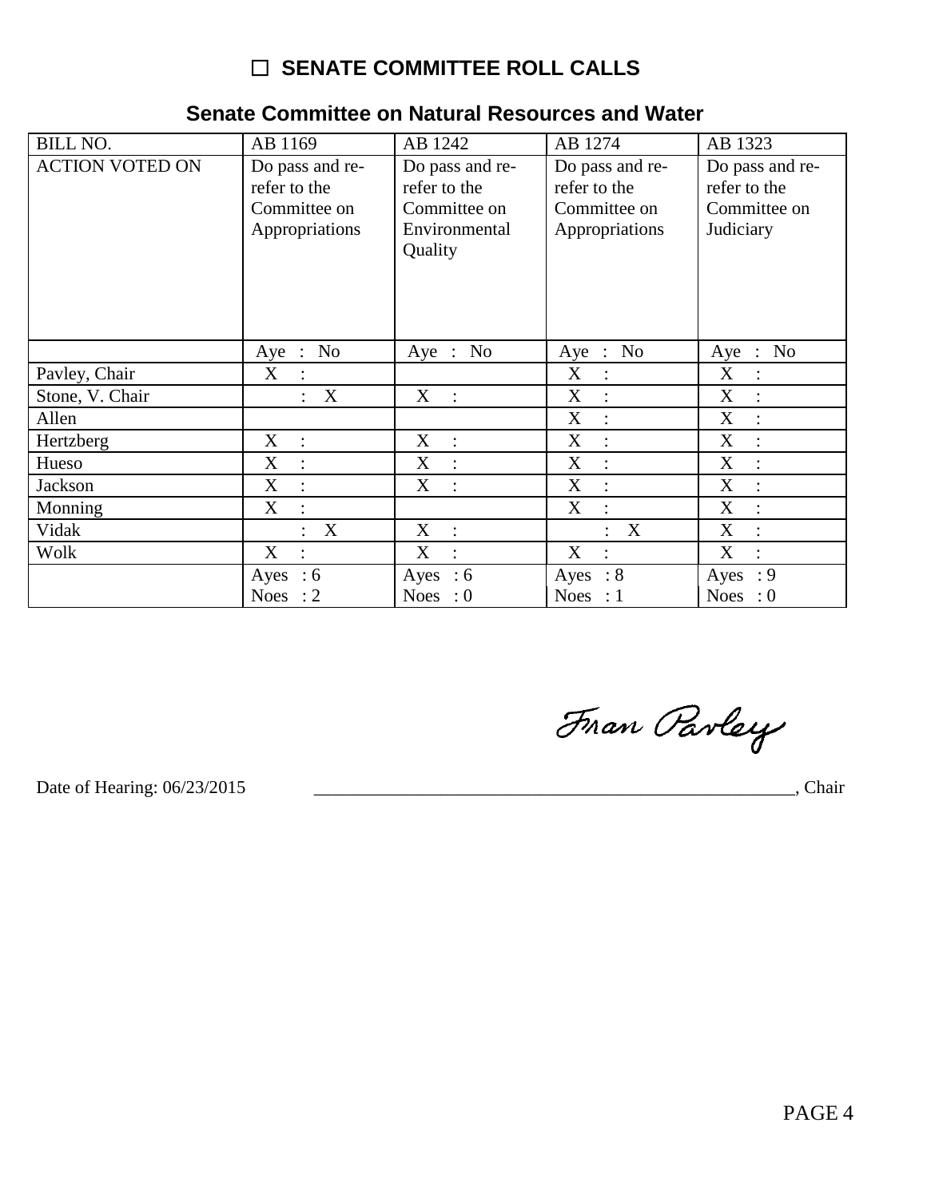# ☐ SENATE COMMITTEE ROLL CALLS

## Senate Committee on Natural Resources and Water

| BILL NO. | AB 1169 | AB 1242 | AB 1274 | AB 1323 |
|---|---|---|---|---|
| ACTION VOTED ON | Do pass and re-refer to the Committee on Appropriations | Do pass and re-refer to the Committee on Environmental Quality | Do pass and re-refer to the Committee on Appropriations | Do pass and re-refer to the Committee on Judiciary |
| | Aye : No | Aye : No | Aye : No | Aye : No |
| Pavley, Chair | X : | | X : | X : |
| Stone, V. Chair | : X | X : | X : | X : |
| Allen | | | X : | X : |
| Hertzberg | X : | X : | X : | X : |
| Hueso | X : | X : | X : | X : |
| Jackson | X : | X : | X : | X : |
| Monning | X : | | X : | X : |
| Vidak | : X | X : | : X | X : |
| Wolk | X : | X : | X : | X : |
| | Ayes : 6<br>Noes : 2 | Ayes : 6<br>Noes : 0 | Ayes : 8<br>Noes : 1 | Ayes : 9<br>Noes : 0 |

Date of Hearing: 06/23/2015

Fran Pavley

______________________________________________________, Chair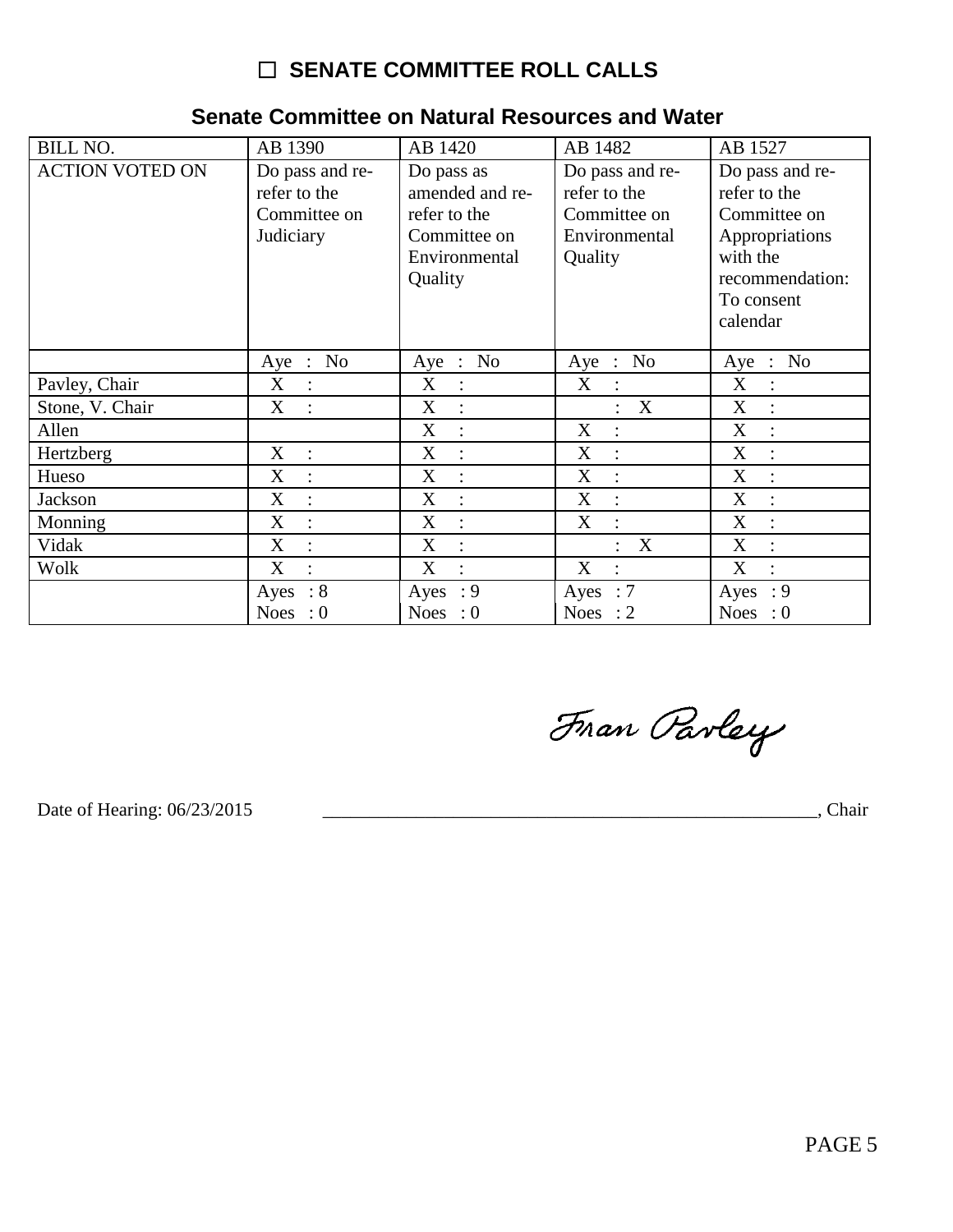# ☐ SENATE COMMITTEE ROLL CALLS

## Senate Committee on Natural Resources and Water

| BILL NO. | AB 1390 | AB 1420 | AB 1482 | AB 1527 |
|---|---|---|---|---|
| ACTION VOTED ON | Do pass and re-refer to the Committee on Judiciary | Do pass as amended and re-refer to the Committee on Environmental Quality | Do pass and re-refer to the Committee on Environmental Quality | Do pass and re-refer to the Committee on Appropriations with the recommendation: To consent calendar |
| | Aye : No | Aye : No | Aye : No | Aye : No |
| Pavley, Chair | X : | X : | X : | X : |
| Stone, V. Chair | X : | X : | : X | X : |
| Allen | | X : | X : | X : |
| Hertzberg | X : | X : | X : | X : |
| Hueso | X : | X : | X : | X : |
| Jackson | X : | X : | X : | X : |
| Monning | X : | X : | X : | X : |
| Vidak | X : | X : | : X | X : |
| Wolk | X : | X : | X : | X : |
| | Ayes : 8<br>Noes : 0 | Ayes : 9<br>Noes : 0 | Ayes : 7<br>Noes : 2 | Ayes : 9<br>Noes : 0 |

Fran Pavley

Date of Hearing: 06/23/2015 _______________________________________________________, Chair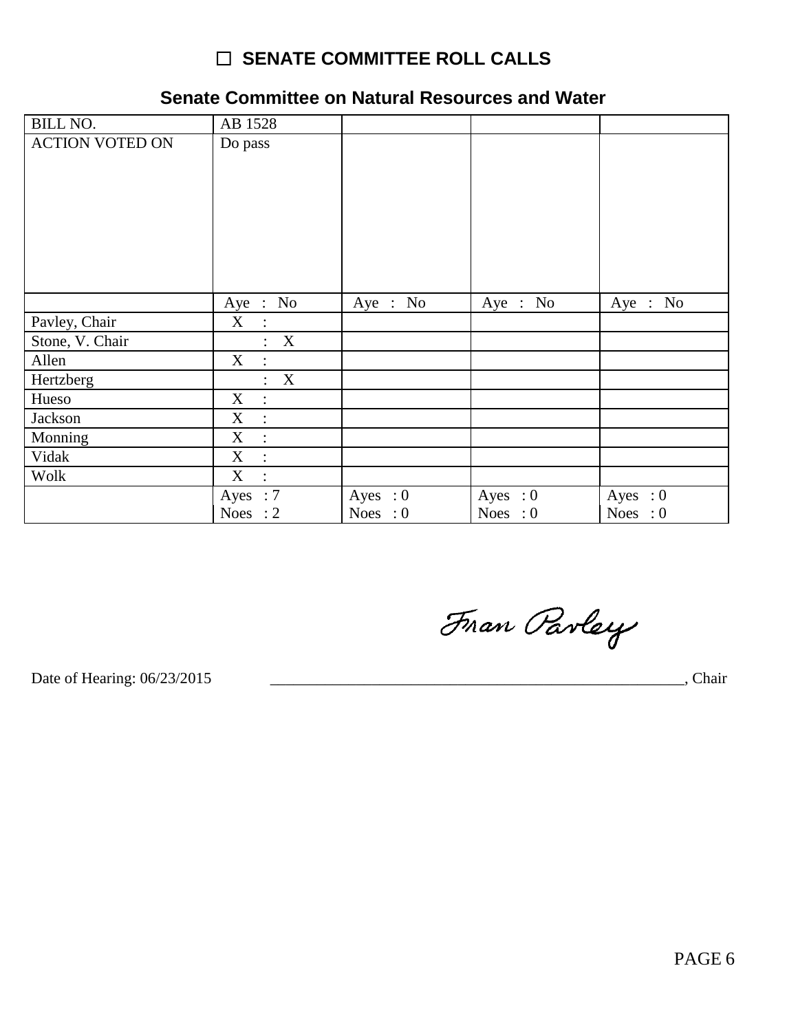# ☐ SENATE COMMITTEE ROLL CALLS

## Senate Committee on Natural Resources and Water

| BILL NO. | AB 1528 | | | |
|---|---|---|---|---|
| ACTION VOTED ON | Do pass | | | |
| | Aye : No | Aye : No | Aye : No | Aye : No |
| Pavley, Chair | X : | | | |
| Stone, V. Chair | : X | | | |
| Allen | X : | | | |
| Hertzberg | : X | | | |
| Hueso | X : | | | |
| Jackson | X : | | | |
| Monning | X : | | | |
| Vidak | X : | | | |
| Wolk | X : | | | |
| | Ayes : 7<br>Noes : 2 | Ayes : 0<br>Noes : 0 | Ayes : 0<br>Noes : 0 | Ayes : 0<br>Noes : 0 |

Fran Pavley

Date of Hearing: 06/23/2015 _______________________________________________________, Chair